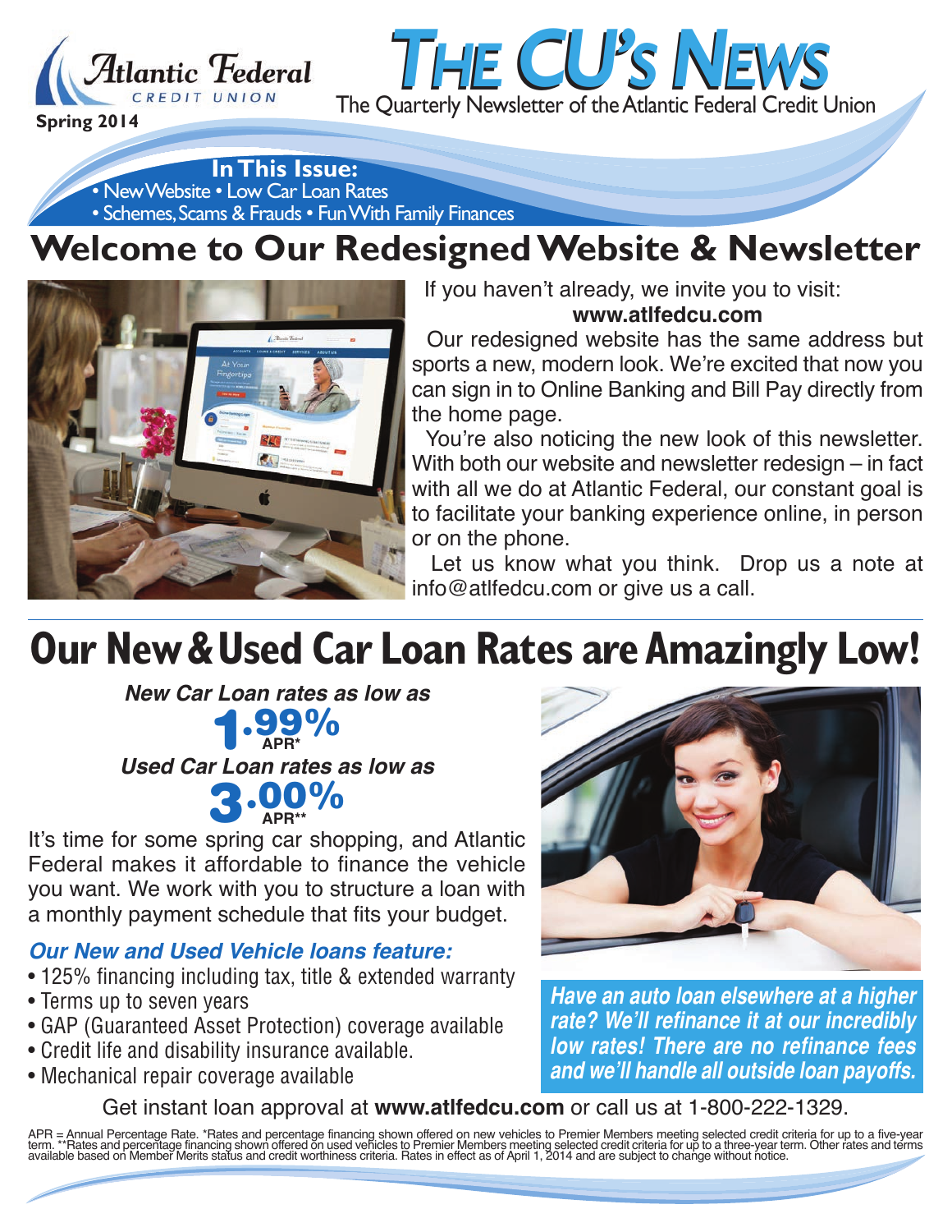Atlantic Federal
CREDIT UNION

Spring 2014

# THE CU'S NEWS

The Quarterly Newsletter of the Atlantic Federal Credit Union

**In This Issue:**
- New Website • Low Car Loan Rates
- Schemes, Scams & Frauds • Fun With Family Finances

# Welcome to Our Redesigned Website & Newsletter

If you haven't already, we invite you to visit:
**www.atlfedcu.com**

Our redesigned website has the same address but sports a new, modern look. We're excited that now you can sign in to Online Banking and Bill Pay directly from the home page.

You're also noticing the new look of this newsletter. With both our website and newsletter redesign – in fact with all we do at Atlantic Federal, our constant goal is to facilitate your banking experience online, in person or on the phone.

Let us know what you think. Drop us a note at info@atlfedcu.com or give us a call.

# Our New & Used Car Loan Rates are Amazingly Low!

***New Car Loan rates as low as***

**1.99% APR***

***Used Car Loan rates as low as***

**3.00% APR****

It's time for some spring car shopping, and Atlantic Federal makes it affordable to finance the vehicle you want. We work with you to structure a loan with a monthly payment schedule that fits your budget.

***Our New and Used Vehicle loans feature:***
- 125% financing including tax, title & extended warranty
- Terms up to seven years
- GAP (Guaranteed Asset Protection) coverage available
- Credit life and disability insurance available.
- Mechanical repair coverage available

***Have an auto loan elsewhere at a higher rate? We'll refinance it at our incredibly low rates! There are no refinance fees and we'll handle all outside loan payoffs.***

Get instant loan approval at **www.atlfedcu.com** or call us at 1-800-222-1329.

APR = Annual Percentage Rate. *Rates and percentage financing shown offered on new vehicles to Premier Members meeting selected credit criteria for up to a five-year term. **Rates and percentage financing shown offered on used vehicles to Premier Members meeting selected credit criteria for up to a three-year term. Other rates and terms available based on Member Merits status and credit worthiness criteria. Rates in effect as of April 1, 2014 and are subject to change without notice.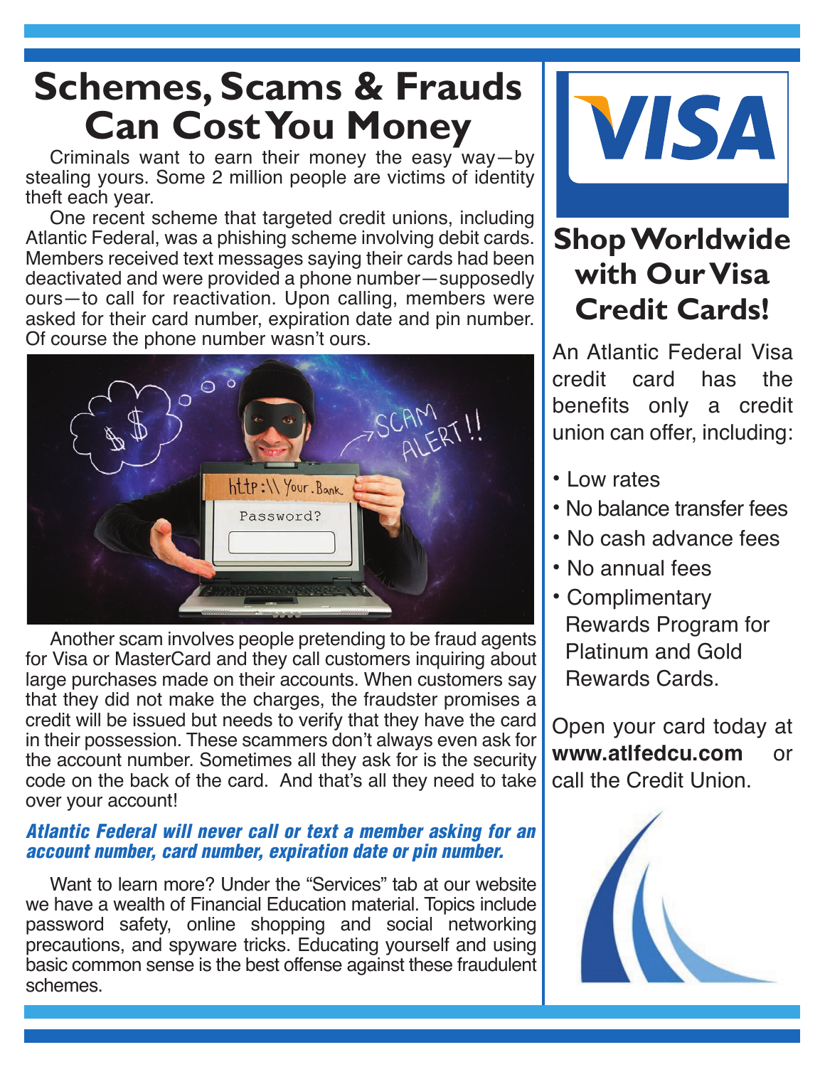# Schemes, Scams & Frauds Can Cost You Money

Criminals want to earn their money the easy way—by stealing yours. Some 2 million people are victims of identity theft each year.

One recent scheme that targeted credit unions, including Atlantic Federal, was a phishing scheme involving debit cards. Members received text messages saying their cards had been deactivated and were provided a phone number—supposedly ours—to call for reactivation. Upon calling, members were asked for their card number, expiration date and pin number. Of course the phone number wasn't ours.

Another scam involves people pretending to be fraud agents for Visa or MasterCard and they call customers inquiring about large purchases made on their accounts. When customers say that they did not make the charges, the fraudster promises a credit will be issued but needs to verify that they have the card in their possession. These scammers don't always even ask for the account number. Sometimes all they ask for is the security code on the back of the card. And that's all they need to take over your account!

***Atlantic Federal will never call or text a member asking for an account number, card number, expiration date or pin number.***

Want to learn more? Under the "Services" tab at our website we have a wealth of Financial Education material. Topics include password safety, online shopping and social networking precautions, and spyware tricks. Educating yourself and using basic common sense is the best offense against these fraudulent schemes.

VISA

## Shop Worldwide with Our Visa Credit Cards!

An Atlantic Federal Visa credit card has the benefits only a credit union can offer, including:

- Low rates
- No balance transfer fees
- No cash advance fees
- No annual fees
- Complimentary Rewards Program for Platinum and Gold Rewards Cards.

Open your card today at **www.atlfedcu.com** or call the Credit Union.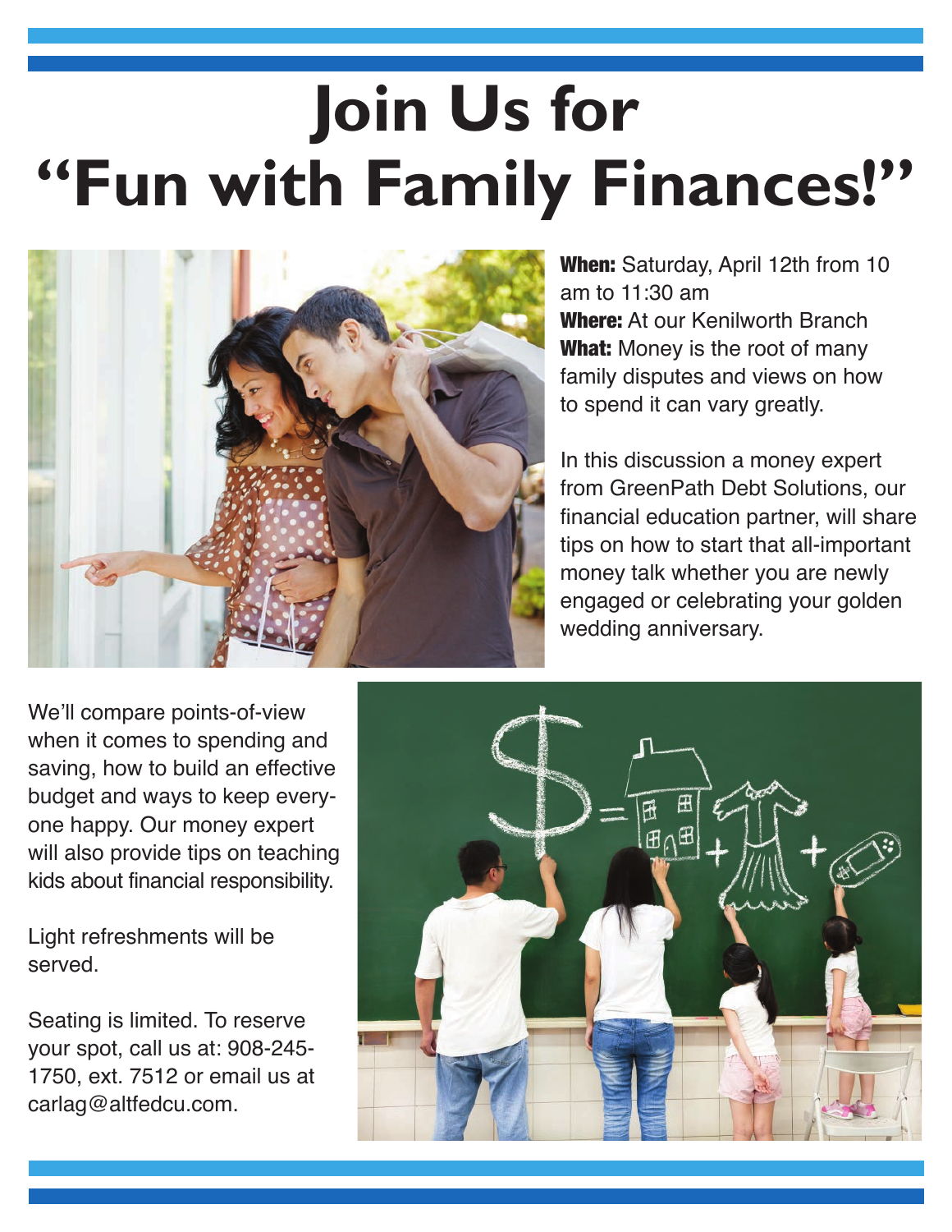# Join Us for "Fun with Family Finances!"

**When:** Saturday, April 12th from 10 am to 11:30 am
**Where:** At our Kenilworth Branch
**What:** Money is the root of many family disputes and views on how to spend it can vary greatly.

In this discussion a money expert from GreenPath Debt Solutions, our financial education partner, will share tips on how to start that all-important money talk whether you are newly engaged or celebrating your golden wedding anniversary.

We'll compare points-of-view when it comes to spending and saving, how to build an effective budget and ways to keep everyone happy. Our money expert will also provide tips on teaching kids about financial responsibility.

Light refreshments will be served.

Seating is limited. To reserve your spot, call us at: 908-245-1750, ext. 7512 or email us at carlag@altfedcu.com.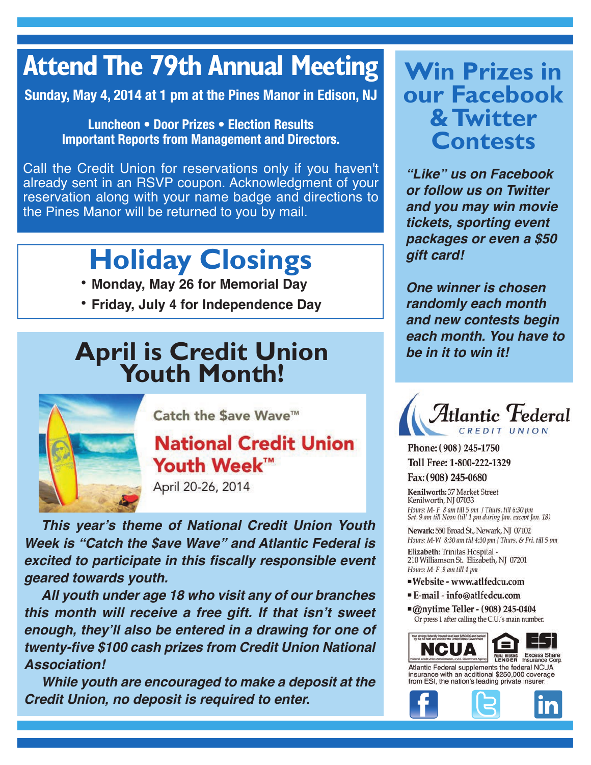# Attend The 79th Annual Meeting

**Sunday, May 4, 2014 at 1 pm at the Pines Manor in Edison, NJ**

**Luncheon • Door Prizes • Election Results**
**Important Reports from Management and Directors.**

Call the Credit Union for reservations only if you haven't already sent in an RSVP coupon. Acknowledgment of your reservation along with your name badge and directions to the Pines Manor will be returned to you by mail.

# Holiday Closings

- **Monday, May 26 for Memorial Day**
- **Friday, July 4 for Independence Day**

# April is Credit Union Youth Month!

Catch the $ave Wave™

**National Credit Union Youth Week™**

April 20-26, 2014

***This year's theme of National Credit Union Youth Week is "Catch the $ave Wave" and Atlantic Federal is excited to participate in this fiscally responsible event geared towards youth.***

***All youth under age 18 who visit any of our branches this month will receive a free gift. If that isn't sweet enough, they'll also be entered in a drawing for one of twenty-five $100 cash prizes from Credit Union National Association!***

***While youth are encouraged to make a deposit at the Credit Union, no deposit is required to enter.***

# Win Prizes in our Facebook & Twitter Contests

***"Like" us on Facebook or follow us on Twitter and you may win movie tickets, sporting event packages or even a $50 gift card!***

***One winner is chosen randomly each month and new contests begin each month. You have to be in it to win it!***

**Atlantic Federal**
CREDIT UNION

**Phone: (908) 245-1750**
**Toll Free: 1-800-222-1329**
**Fax: (908) 245-0680**

**Kenilworth:** 37 Market Street
Kenilworth, NJ 07033
*Hours: M- F 8 am till 5 pm | Thurs. till 6:30 pm*
*Sat. 9 am till Noon (till 1 pm during Jan. except Jan. 18)*

**Newark:** 550 Broad St., Newark, NJ 07102
*Hours: M-W 8:30 am till 4:30 pm | Thurs. & Fri. till 5 pm*

**Elizabeth:** Trinitas Hospital -
210 Williamson St. Elizabeth, NJ 07201
*Hours: M-F 9 am till 4 pm*

- **Website - www.atlfedcu.com**
- **E-mail - info@atlfedcu.com**
- **@nytime Teller - (908) 245-0404**
  Or press 1 after calling the C.U.'s main number.

Your savings federally insured to at least $250,000 and backed by the full faith and credit of the United States Government
NCUA
National Credit Union Administration, a U.S. Government Agency

EQUAL HOUSING LENDER

ESI Excess Share Insurance Corp.

Atlantic Federal supplements the federal NCUA insurance with an additional $250,000 coverage from ESI, the nation's leading private insurer.